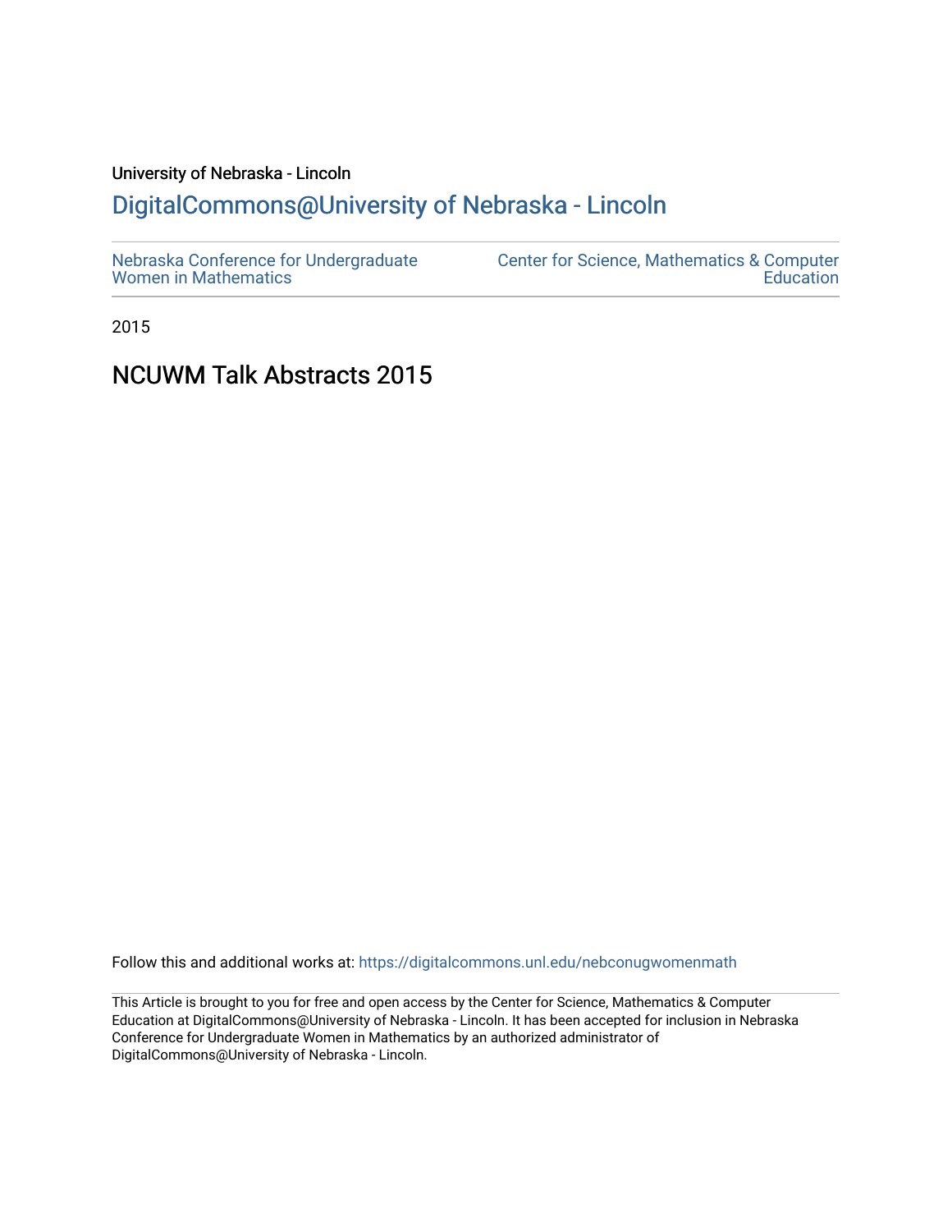University of Nebraska - Lincoln

## DigitalCommons@University of Nebraska - Lincoln

Nebraska Conference for Undergraduate Women in Mathematics

Center for Science, Mathematics & Computer Education

2015

# NCUWM Talk Abstracts 2015

Follow this and additional works at: https://digitalcommons.unl.edu/nebconugwomenmath

This Article is brought to you for free and open access by the Center for Science, Mathematics & Computer Education at DigitalCommons@University of Nebraska - Lincoln. It has been accepted for inclusion in Nebraska Conference for Undergraduate Women in Mathematics by an authorized administrator of DigitalCommons@University of Nebraska - Lincoln.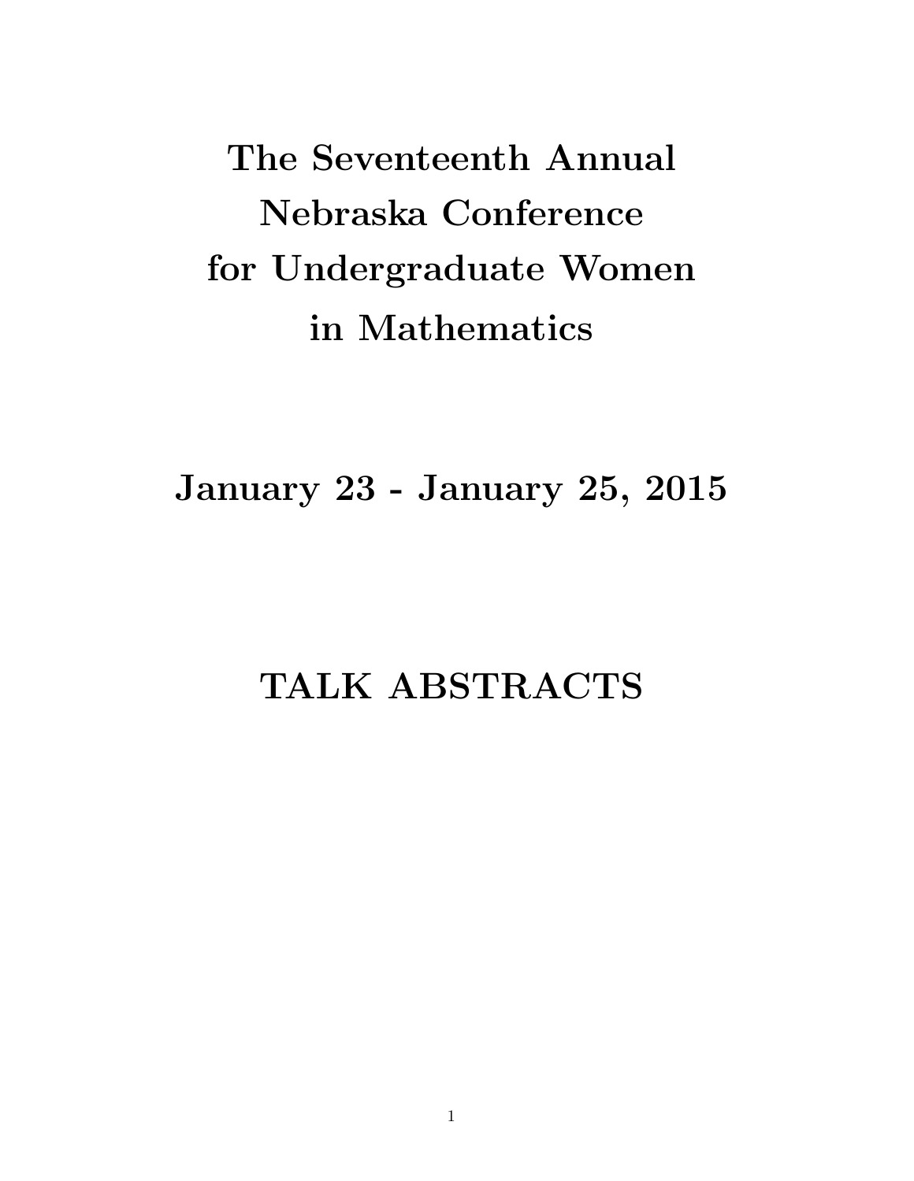# The Seventeenth Annual Nebraska Conference for Undergraduate Women in Mathematics

## January 23 - January 25, 2015

## TALK ABSTRACTS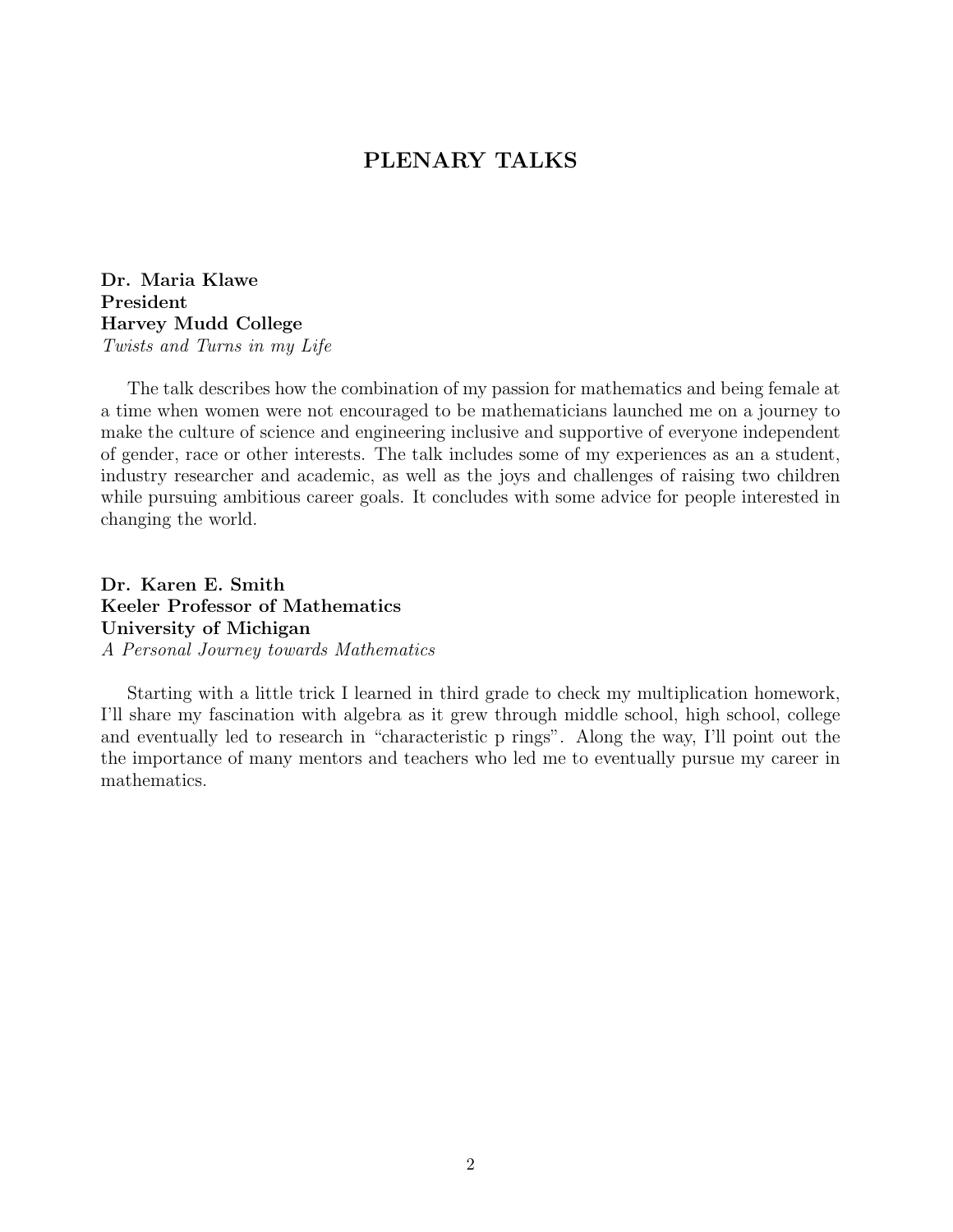## PLENARY TALKS

**Dr. Maria Klawe**
**President**
**Harvey Mudd College**
*Twists and Turns in my Life*

The talk describes how the combination of my passion for mathematics and being female at a time when women were not encouraged to be mathematicians launched me on a journey to make the culture of science and engineering inclusive and supportive of everyone independent of gender, race or other interests. The talk includes some of my experiences as an a student, industry researcher and academic, as well as the joys and challenges of raising two children while pursuing ambitious career goals. It concludes with some advice for people interested in changing the world.

**Dr. Karen E. Smith**
**Keeler Professor of Mathematics**
**University of Michigan**
*A Personal Journey towards Mathematics*

Starting with a little trick I learned in third grade to check my multiplication homework, I'll share my fascination with algebra as it grew through middle school, high school, college and eventually led to research in "characteristic p rings". Along the way, I'll point out the the importance of many mentors and teachers who led me to eventually pursue my career in mathematics.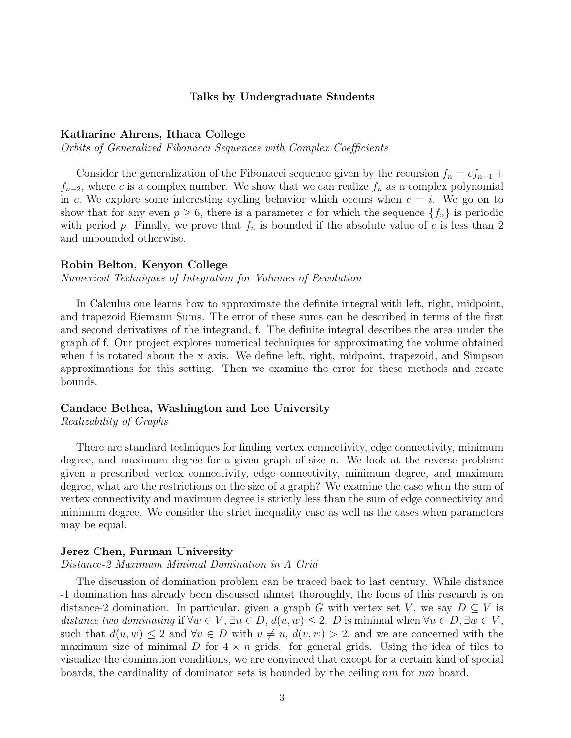## Talks by Undergraduate Students

**Katharine Ahrens, Ithaca College**
*Orbits of Generalized Fibonacci Sequences with Complex Coefficients*

Consider the generalization of the Fibonacci sequence given by the recursion $f_n = cf_{n-1} + f_{n-2}$, where $c$ is a complex number. We show that we can realize $f_n$ as a complex polynomial in $c$. We explore some interesting cycling behavior which occurs when $c = i$. We go on to show that for any even $p \geq 6$, there is a parameter $c$ for which the sequence $\{f_n\}$ is periodic with period $p$. Finally, we prove that $f_n$ is bounded if the absolute value of $c$ is less than 2 and unbounded otherwise.

**Robin Belton, Kenyon College**
*Numerical Techniques of Integration for Volumes of Revolution*

In Calculus one learns how to approximate the definite integral with left, right, midpoint, and trapezoid Riemann Sums. The error of these sums can be described in terms of the first and second derivatives of the integrand, f. The definite integral describes the area under the graph of f. Our project explores numerical techniques for approximating the volume obtained when f is rotated about the x axis. We define left, right, midpoint, trapezoid, and Simpson approximations for this setting. Then we examine the error for these methods and create bounds.

**Candace Bethea, Washington and Lee University**
*Realizability of Graphs*

There are standard techniques for finding vertex connectivity, edge connectivity, minimum degree, and maximum degree for a given graph of size n. We look at the reverse problem: given a prescribed vertex connectivity, edge connectivity, minimum degree, and maximum degree, what are the restrictions on the size of a graph? We examine the case when the sum of vertex connectivity and maximum degree is strictly less than the sum of edge connectivity and minimum degree. We consider the strict inequality case as well as the cases when parameters may be equal.

**Jerez Chen, Furman University**
*Distance-2 Maximum Minimal Domination in A Grid*

The discussion of domination problem can be traced back to last century. While distance -1 domination has already been discussed almost thoroughly, the focus of this research is on distance-2 domination. In particular, given a graph $G$ with vertex set $V$, we say $D \subseteq V$ is *distance two dominating* if $\forall w \in V$, $\exists u \in D$, $d(u, w) \leq 2$. $D$ is minimal when $\forall u \in D, \exists w \in V$, such that $d(u, w) \leq 2$ and $\forall v \in D$ with $v \neq u$, $d(v, w) > 2$, and we are concerned with the maximum size of minimal $D$ for $4 \times n$ grids. for general grids. Using the idea of tiles to visualize the domination conditions, we are convinced that except for a certain kind of special boards, the cardinality of dominator sets is bounded by the ceiling $nm$ for $nm$ board.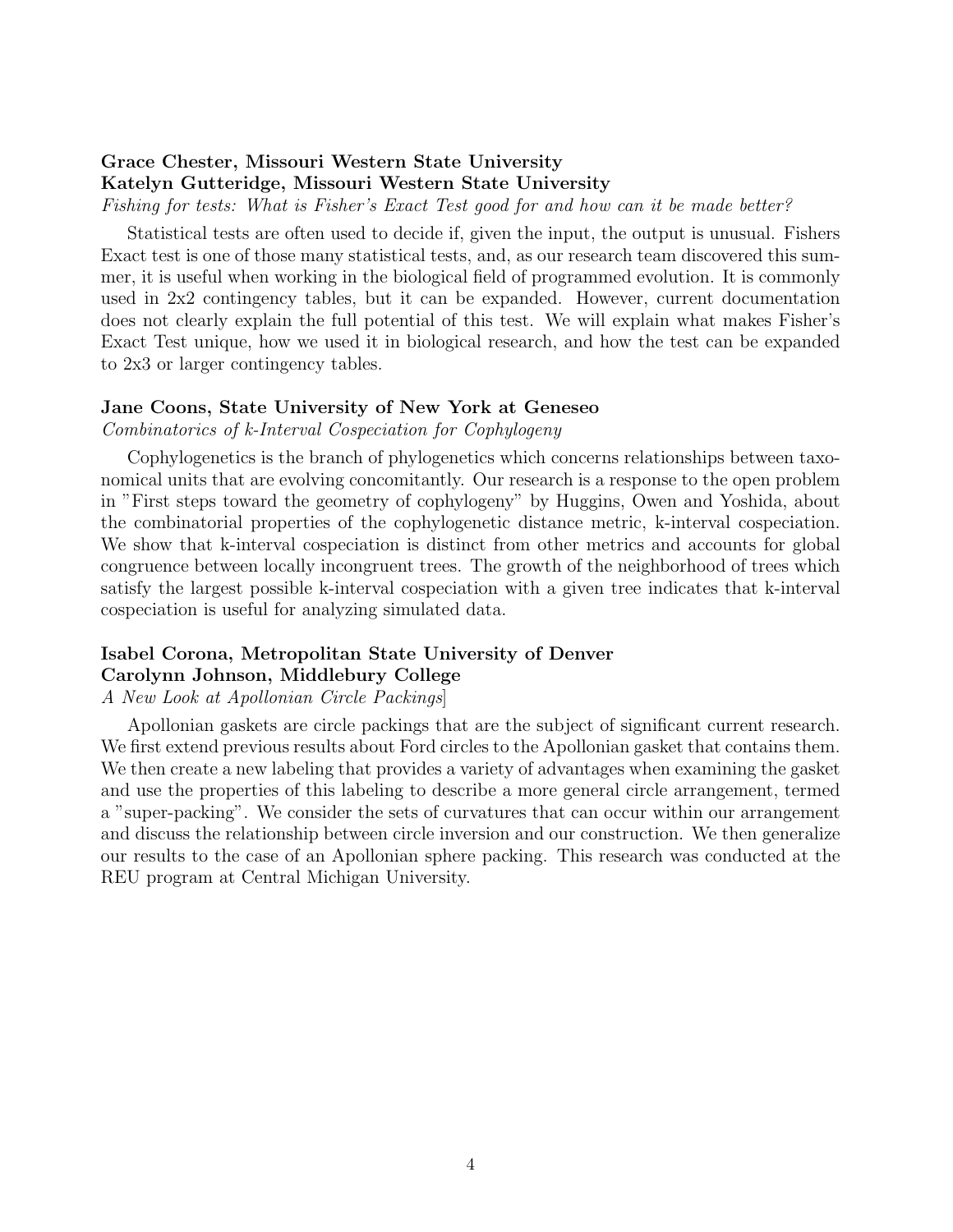**Grace Chester, Missouri Western State University**
**Katelyn Gutteridge, Missouri Western State University**
*Fishing for tests: What is Fisher's Exact Test good for and how can it be made better?*

Statistical tests are often used to decide if, given the input, the output is unusual. Fishers Exact test is one of those many statistical tests, and, as our research team discovered this summer, it is useful when working in the biological field of programmed evolution. It is commonly used in 2x2 contingency tables, but it can be expanded. However, current documentation does not clearly explain the full potential of this test. We will explain what makes Fisher's Exact Test unique, how we used it in biological research, and how the test can be expanded to 2x3 or larger contingency tables.

**Jane Coons, State University of New York at Geneseo**
*Combinatorics of k-Interval Cospeciation for Cophylogeny*

Cophylogenetics is the branch of phylogenetics which concerns relationships between taxonomical units that are evolving concomitantly. Our research is a response to the open problem in "First steps toward the geometry of cophylogeny" by Huggins, Owen and Yoshida, about the combinatorial properties of the cophylogenetic distance metric, k-interval cospeciation. We show that k-interval cospeciation is distinct from other metrics and accounts for global congruence between locally incongruent trees. The growth of the neighborhood of trees which satisfy the largest possible k-interval cospeciation with a given tree indicates that k-interval cospeciation is useful for analyzing simulated data.

**Isabel Corona, Metropolitan State University of Denver**
**Carolynn Johnson, Middlebury College**
*A New Look at Apollonian Circle Packings*]

Apollonian gaskets are circle packings that are the subject of significant current research. We first extend previous results about Ford circles to the Apollonian gasket that contains them. We then create a new labeling that provides a variety of advantages when examining the gasket and use the properties of this labeling to describe a more general circle arrangement, termed a "super-packing". We consider the sets of curvatures that can occur within our arrangement and discuss the relationship between circle inversion and our construction. We then generalize our results to the case of an Apollonian sphere packing. This research was conducted at the REU program at Central Michigan University.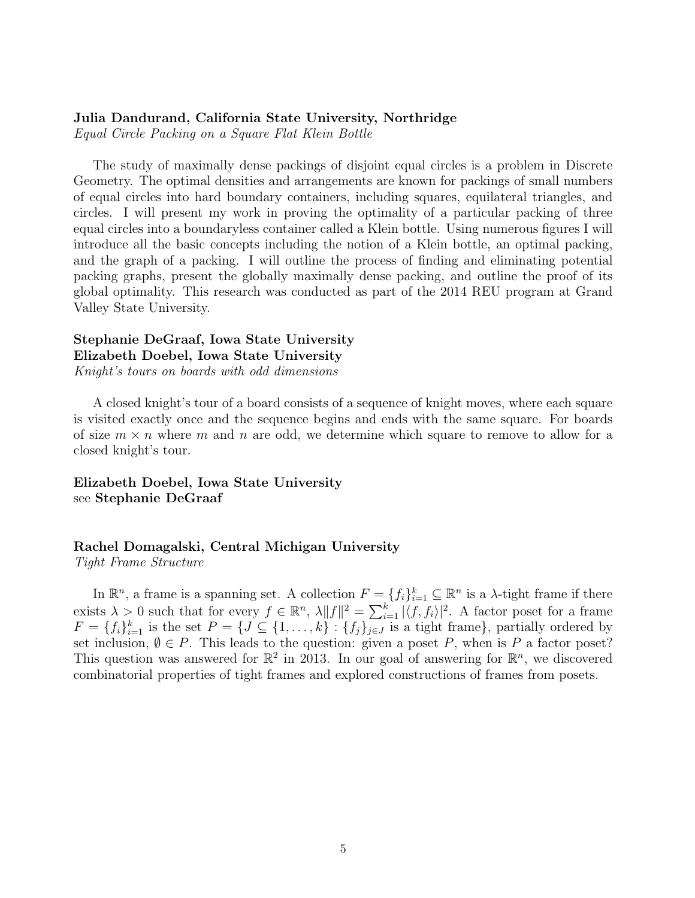**Julia Dandurand, California State University, Northridge**
*Equal Circle Packing on a Square Flat Klein Bottle*

The study of maximally dense packings of disjoint equal circles is a problem in Discrete Geometry. The optimal densities and arrangements are known for packings of small numbers of equal circles into hard boundary containers, including squares, equilateral triangles, and circles. I will present my work in proving the optimality of a particular packing of three equal circles into a boundaryless container called a Klein bottle. Using numerous figures I will introduce all the basic concepts including the notion of a Klein bottle, an optimal packing, and the graph of a packing. I will outline the process of finding and eliminating potential packing graphs, present the globally maximally dense packing, and outline the proof of its global optimality. This research was conducted as part of the 2014 REU program at Grand Valley State University.

**Stephanie DeGraaf, Iowa State University**
**Elizabeth Doebel, Iowa State University**
*Knight's tours on boards with odd dimensions*

A closed knight's tour of a board consists of a sequence of knight moves, where each square is visited exactly once and the sequence begins and ends with the same square. For boards of size $m \times n$ where $m$ and $n$ are odd, we determine which square to remove to allow for a closed knight's tour.

**Elizabeth Doebel, Iowa State University**
see **Stephanie DeGraaf**

**Rachel Domagalski, Central Michigan University**
*Tight Frame Structure*

In $\mathbb{R}^n$, a frame is a spanning set. A collection $F = \{f_i\}_{i=1}^k \subseteq \mathbb{R}^n$ is a $\lambda$-tight frame if there exists $\lambda > 0$ such that for every $f \in \mathbb{R}^n$, $\lambda \|f\|^2 = \sum_{i=1}^k |\langle f, f_i \rangle|^2$. A factor poset for a frame $F = \{f_i\}_{i=1}^k$ is the set $P = \{J \subseteq \{1, \ldots, k\} : \{f_j\}_{j \in J}$ is a tight frame$\}$, partially ordered by set inclusion, $\emptyset \in P$. This leads to the question: given a poset $P$, when is $P$ a factor poset? This question was answered for $\mathbb{R}^2$ in 2013. In our goal of answering for $\mathbb{R}^n$, we discovered combinatorial properties of tight frames and explored constructions of frames from posets.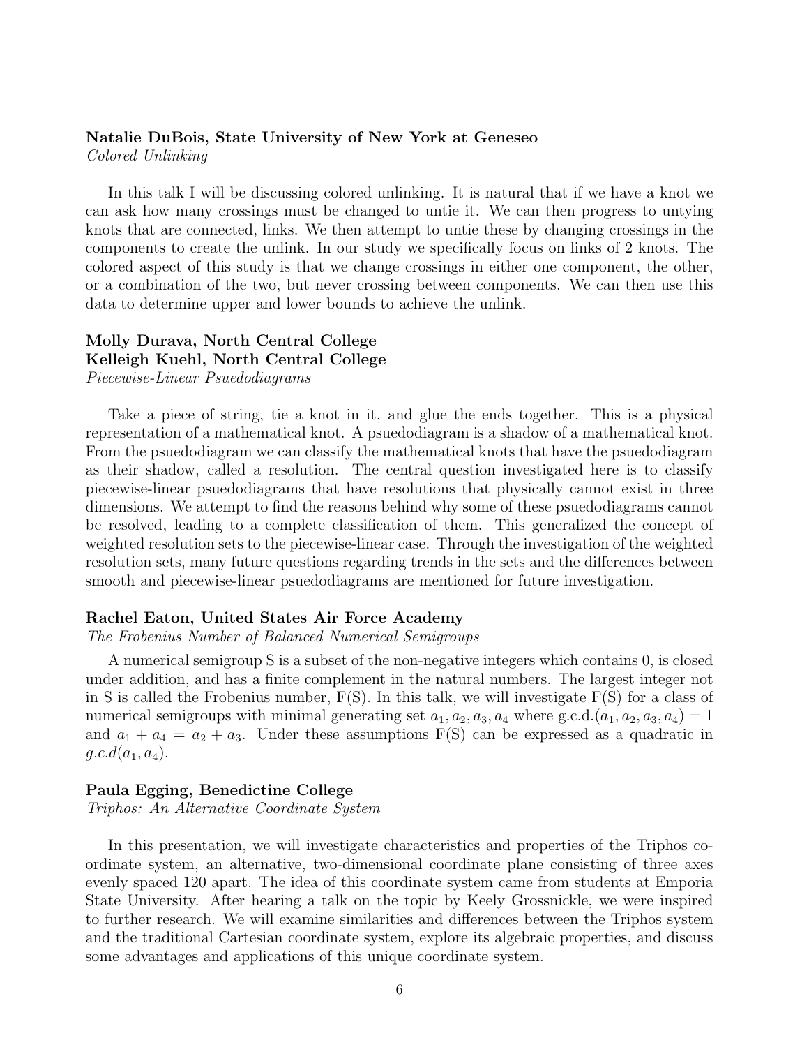**Natalie DuBois, State University of New York at Geneseo**
*Colored Unlinking*

In this talk I will be discussing colored unlinking. It is natural that if we have a knot we can ask how many crossings must be changed to untie it. We can then progress to untying knots that are connected, links. We then attempt to untie these by changing crossings in the components to create the unlink. In our study we specifically focus on links of 2 knots. The colored aspect of this study is that we change crossings in either one component, the other, or a combination of the two, but never crossing between components. We can then use this data to determine upper and lower bounds to achieve the unlink.

**Molly Durava, North Central College**
**Kelleigh Kuehl, North Central College**
*Piecewise-Linear Psuedodiagrams*

Take a piece of string, tie a knot in it, and glue the ends together. This is a physical representation of a mathematical knot. A psuedodiagram is a shadow of a mathematical knot. From the psuedodiagram we can classify the mathematical knots that have the psuedodiagram as their shadow, called a resolution. The central question investigated here is to classify piecewise-linear psuedodiagrams that have resolutions that physically cannot exist in three dimensions. We attempt to find the reasons behind why some of these psuedodiagrams cannot be resolved, leading to a complete classification of them. This generalized the concept of weighted resolution sets to the piecewise-linear case. Through the investigation of the weighted resolution sets, many future questions regarding trends in the sets and the differences between smooth and piecewise-linear psuedodiagrams are mentioned for future investigation.

**Rachel Eaton, United States Air Force Academy**
*The Frobenius Number of Balanced Numerical Semigroups*

A numerical semigroup S is a subset of the non-negative integers which contains 0, is closed under addition, and has a finite complement in the natural numbers. The largest integer not in S is called the Frobenius number, F(S). In this talk, we will investigate F(S) for a class of numerical semigroups with minimal generating set $a_1, a_2, a_3, a_4$ where g.c.d.$(a_1, a_2, a_3, a_4) = 1$ and $a_1 + a_4 = a_2 + a_3$. Under these assumptions F(S) can be expressed as a quadratic in $g.c.d(a_1, a_4)$.

**Paula Egging, Benedictine College**
*Triphos: An Alternative Coordinate System*

In this presentation, we will investigate characteristics and properties of the Triphos coordinate system, an alternative, two-dimensional coordinate plane consisting of three axes evenly spaced 120 apart. The idea of this coordinate system came from students at Emporia State University. After hearing a talk on the topic by Keely Grossnickle, we were inspired to further research. We will examine similarities and differences between the Triphos system and the traditional Cartesian coordinate system, explore its algebraic properties, and discuss some advantages and applications of this unique coordinate system.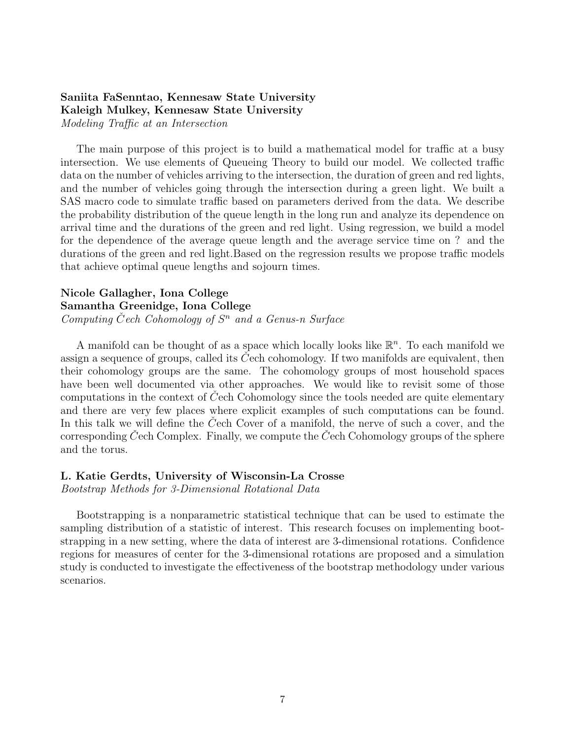**Saniita FaSenntao, Kennesaw State University**
**Kaleigh Mulkey, Kennesaw State University**
*Modeling Traffic at an Intersection*

The main purpose of this project is to build a mathematical model for traffic at a busy intersection. We use elements of Queueing Theory to build our model. We collected traffic data on the number of vehicles arriving to the intersection, the duration of green and red lights, and the number of vehicles going through the intersection during a green light. We built a SAS macro code to simulate traffic based on parameters derived from the data. We describe the probability distribution of the queue length in the long run and analyze its dependence on arrival time and the durations of the green and red light. Using regression, we build a model for the dependence of the average queue length and the average service time on ? and the durations of the green and red light.Based on the regression results we propose traffic models that achieve optimal queue lengths and sojourn times.

**Nicole Gallagher, Iona College**
**Samantha Greenidge, Iona College**
*Computing Čech Cohomology of $S^n$ and a Genus-n Surface*

A manifold can be thought of as a space which locally looks like $\mathbb{R}^n$. To each manifold we assign a sequence of groups, called its Čech cohomology. If two manifolds are equivalent, then their cohomology groups are the same. The cohomology groups of most household spaces have been well documented via other approaches. We would like to revisit some of those computations in the context of Čech Cohomology since the tools needed are quite elementary and there are very few places where explicit examples of such computations can be found. In this talk we will define the Čech Cover of a manifold, the nerve of such a cover, and the corresponding Čech Complex. Finally, we compute the Čech Cohomology groups of the sphere and the torus.

**L. Katie Gerdts, University of Wisconsin-La Crosse**
*Bootstrap Methods for 3-Dimensional Rotational Data*

Bootstrapping is a nonparametric statistical technique that can be used to estimate the sampling distribution of a statistic of interest. This research focuses on implementing bootstrapping in a new setting, where the data of interest are 3-dimensional rotations. Confidence regions for measures of center for the 3-dimensional rotations are proposed and a simulation study is conducted to investigate the effectiveness of the bootstrap methodology under various scenarios.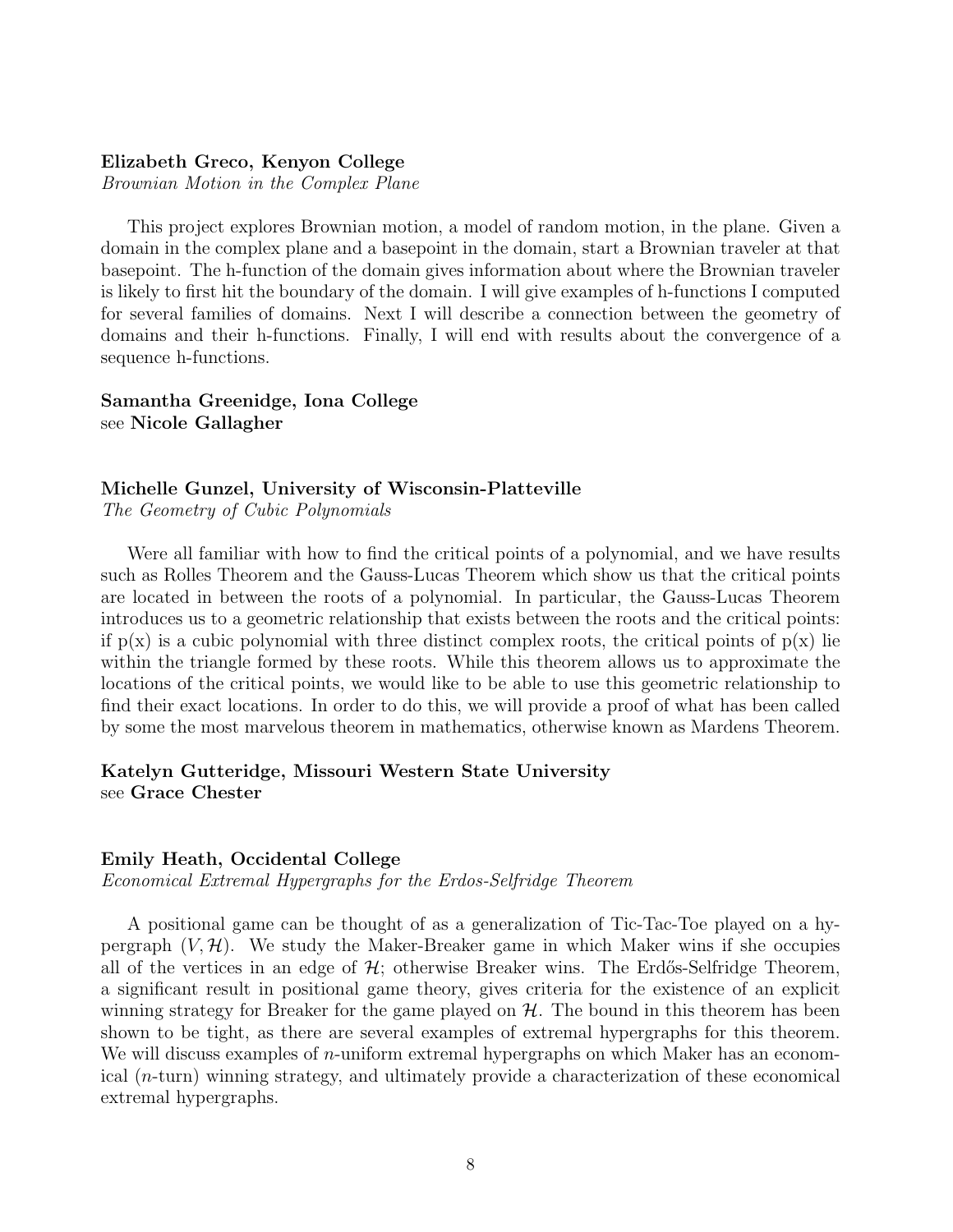**Elizabeth Greco, Kenyon College**
*Brownian Motion in the Complex Plane*

This project explores Brownian motion, a model of random motion, in the plane. Given a domain in the complex plane and a basepoint in the domain, start a Brownian traveler at that basepoint. The h-function of the domain gives information about where the Brownian traveler is likely to first hit the boundary of the domain. I will give examples of h-functions I computed for several families of domains. Next I will describe a connection between the geometry of domains and their h-functions. Finally, I will end with results about the convergence of a sequence h-functions.

**Samantha Greenidge, Iona College**
see **Nicole Gallagher**

**Michelle Gunzel, University of Wisconsin-Platteville**
*The Geometry of Cubic Polynomials*

Were all familiar with how to find the critical points of a polynomial, and we have results such as Rolles Theorem and the Gauss-Lucas Theorem which show us that the critical points are located in between the roots of a polynomial. In particular, the Gauss-Lucas Theorem introduces us to a geometric relationship that exists between the roots and the critical points: if p(x) is a cubic polynomial with three distinct complex roots, the critical points of p(x) lie within the triangle formed by these roots. While this theorem allows us to approximate the locations of the critical points, we would like to be able to use this geometric relationship to find their exact locations. In order to do this, we will provide a proof of what has been called by some the most marvelous theorem in mathematics, otherwise known as Mardens Theorem.

**Katelyn Gutteridge, Missouri Western State University**
see **Grace Chester**

**Emily Heath, Occidental College**
*Economical Extremal Hypergraphs for the Erdos-Selfridge Theorem*

A positional game can be thought of as a generalization of Tic-Tac-Toe played on a hypergraph $(V, \mathcal{H})$. We study the Maker-Breaker game in which Maker wins if she occupies all of the vertices in an edge of $\mathcal{H}$; otherwise Breaker wins. The Erdős-Selfridge Theorem, a significant result in positional game theory, gives criteria for the existence of an explicit winning strategy for Breaker for the game played on $\mathcal{H}$. The bound in this theorem has been shown to be tight, as there are several examples of extremal hypergraphs for this theorem. We will discuss examples of $n$-uniform extremal hypergraphs on which Maker has an economical ($n$-turn) winning strategy, and ultimately provide a characterization of these economical extremal hypergraphs.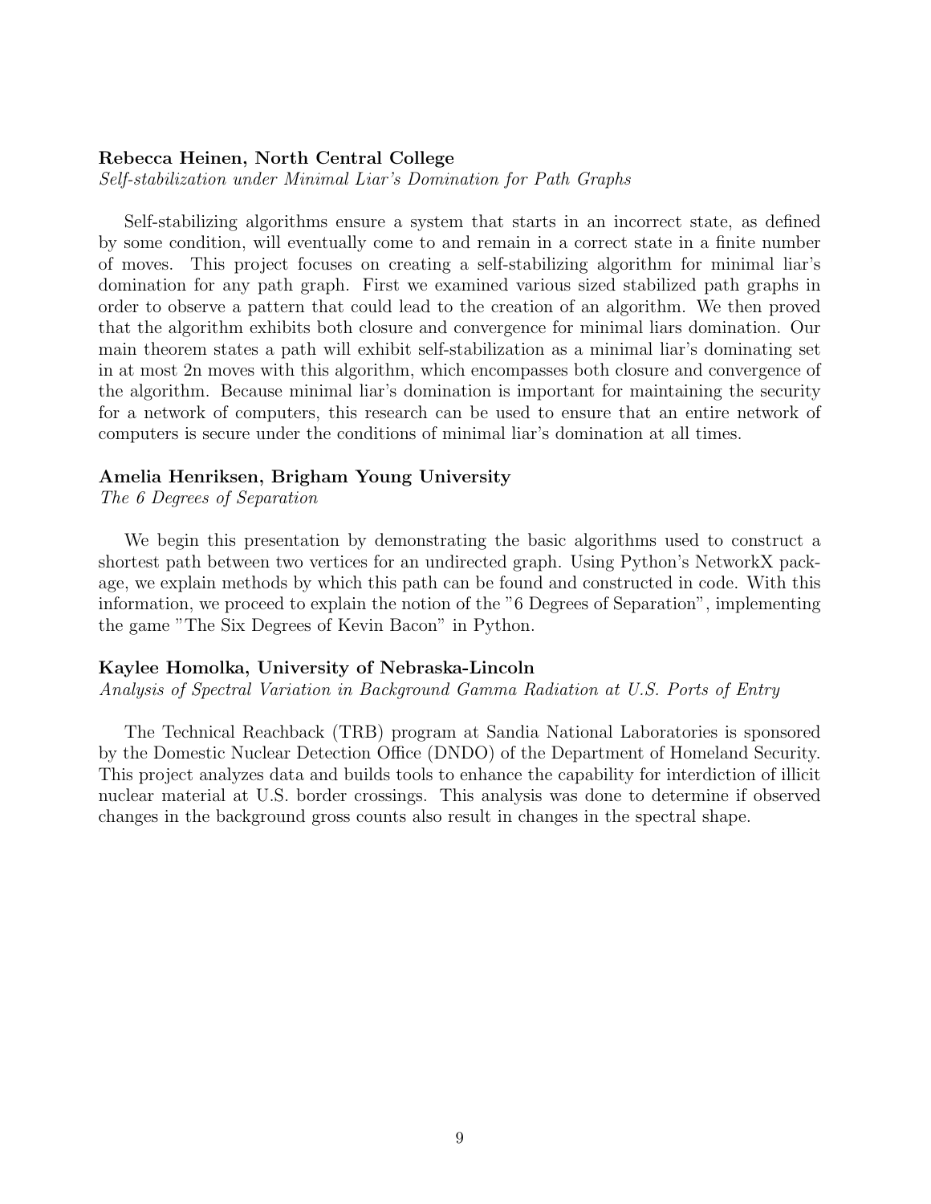**Rebecca Heinen, North Central College**
*Self-stabilization under Minimal Liar's Domination for Path Graphs*

Self-stabilizing algorithms ensure a system that starts in an incorrect state, as defined by some condition, will eventually come to and remain in a correct state in a finite number of moves. This project focuses on creating a self-stabilizing algorithm for minimal liar's domination for any path graph. First we examined various sized stabilized path graphs in order to observe a pattern that could lead to the creation of an algorithm. We then proved that the algorithm exhibits both closure and convergence for minimal liars domination. Our main theorem states a path will exhibit self-stabilization as a minimal liar's dominating set in at most 2n moves with this algorithm, which encompasses both closure and convergence of the algorithm. Because minimal liar's domination is important for maintaining the security for a network of computers, this research can be used to ensure that an entire network of computers is secure under the conditions of minimal liar's domination at all times.

**Amelia Henriksen, Brigham Young University**
*The 6 Degrees of Separation*

We begin this presentation by demonstrating the basic algorithms used to construct a shortest path between two vertices for an undirected graph. Using Python's NetworkX package, we explain methods by which this path can be found and constructed in code. With this information, we proceed to explain the notion of the "6 Degrees of Separation", implementing the game "The Six Degrees of Kevin Bacon" in Python.

**Kaylee Homolka, University of Nebraska-Lincoln**
*Analysis of Spectral Variation in Background Gamma Radiation at U.S. Ports of Entry*

The Technical Reachback (TRB) program at Sandia National Laboratories is sponsored by the Domestic Nuclear Detection Office (DNDO) of the Department of Homeland Security. This project analyzes data and builds tools to enhance the capability for interdiction of illicit nuclear material at U.S. border crossings. This analysis was done to determine if observed changes in the background gross counts also result in changes in the spectral shape.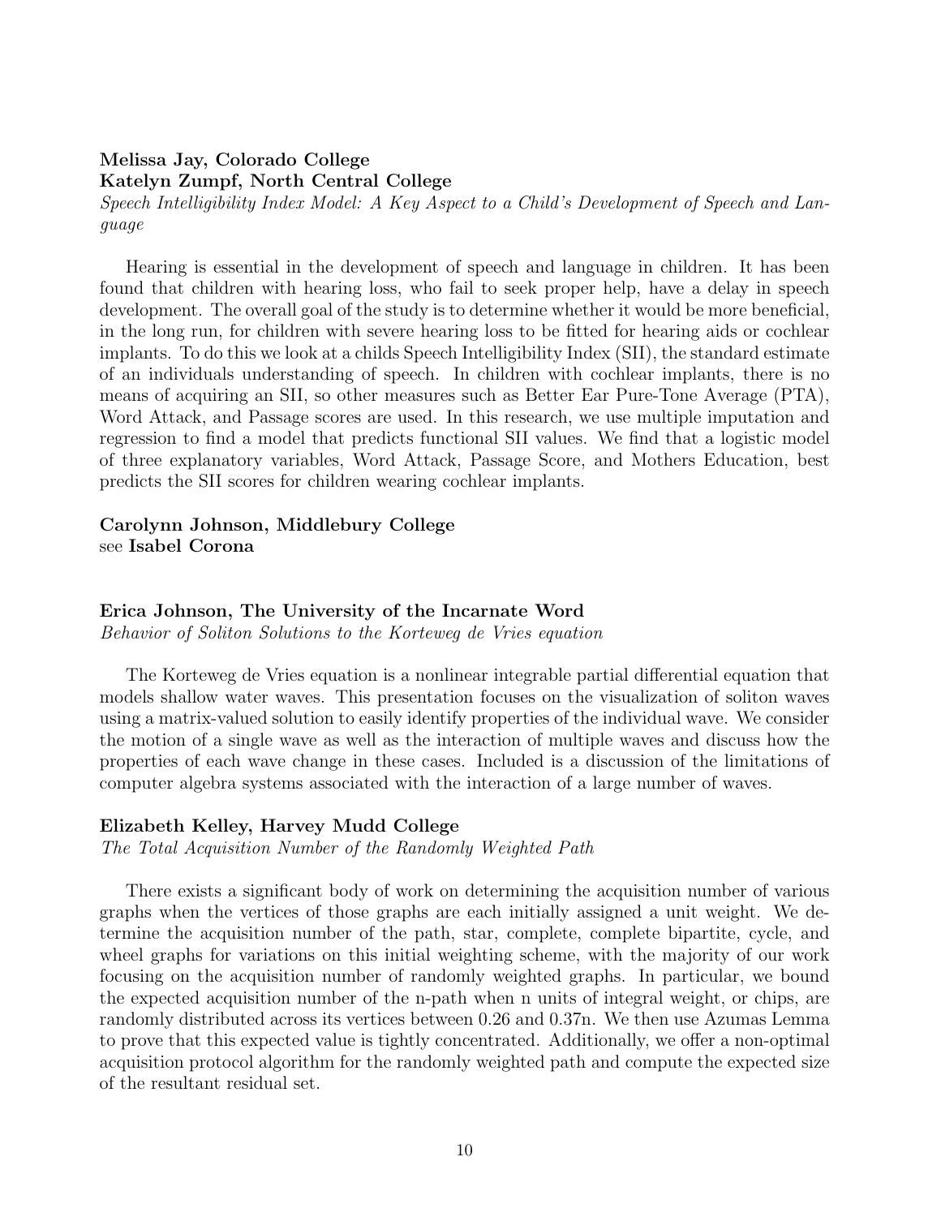**Melissa Jay, Colorado College**
**Katelyn Zumpf, North Central College**
*Speech Intelligibility Index Model: A Key Aspect to a Child's Development of Speech and Language*

Hearing is essential in the development of speech and language in children. It has been found that children with hearing loss, who fail to seek proper help, have a delay in speech development. The overall goal of the study is to determine whether it would be more beneficial, in the long run, for children with severe hearing loss to be fitted for hearing aids or cochlear implants. To do this we look at a childs Speech Intelligibility Index (SII), the standard estimate of an individuals understanding of speech. In children with cochlear implants, there is no means of acquiring an SII, so other measures such as Better Ear Pure-Tone Average (PTA), Word Attack, and Passage scores are used. In this research, we use multiple imputation and regression to find a model that predicts functional SII values. We find that a logistic model of three explanatory variables, Word Attack, Passage Score, and Mothers Education, best predicts the SII scores for children wearing cochlear implants.

**Carolynn Johnson, Middlebury College**
see **Isabel Corona**

**Erica Johnson, The University of the Incarnate Word**
*Behavior of Soliton Solutions to the Korteweg de Vries equation*

The Korteweg de Vries equation is a nonlinear integrable partial differential equation that models shallow water waves. This presentation focuses on the visualization of soliton waves using a matrix-valued solution to easily identify properties of the individual wave. We consider the motion of a single wave as well as the interaction of multiple waves and discuss how the properties of each wave change in these cases. Included is a discussion of the limitations of computer algebra systems associated with the interaction of a large number of waves.

**Elizabeth Kelley, Harvey Mudd College**
*The Total Acquisition Number of the Randomly Weighted Path*

There exists a significant body of work on determining the acquisition number of various graphs when the vertices of those graphs are each initially assigned a unit weight. We determine the acquisition number of the path, star, complete, complete bipartite, cycle, and wheel graphs for variations on this initial weighting scheme, with the majority of our work focusing on the acquisition number of randomly weighted graphs. In particular, we bound the expected acquisition number of the n-path when n units of integral weight, or chips, are randomly distributed across its vertices between 0.26 and 0.37n. We then use Azumas Lemma to prove that this expected value is tightly concentrated. Additionally, we offer a non-optimal acquisition protocol algorithm for the randomly weighted path and compute the expected size of the resultant residual set.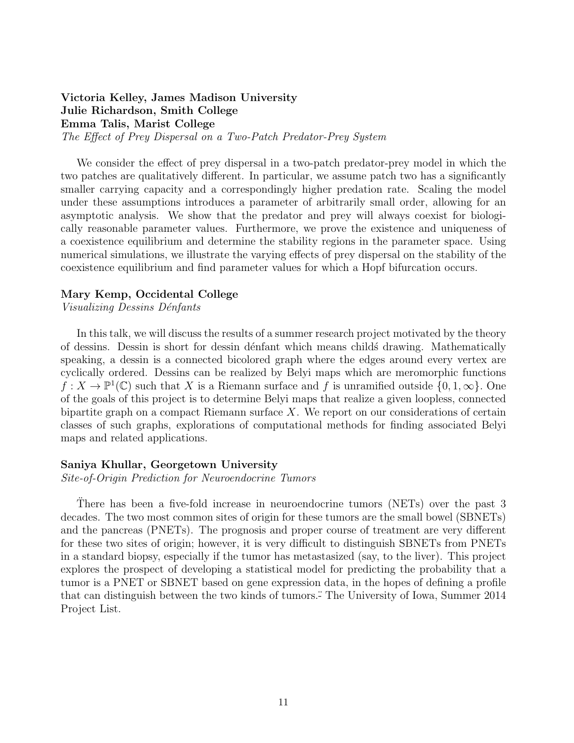**Victoria Kelley, James Madison University**
**Julie Richardson, Smith College**
**Emma Talis, Marist College**
*The Effect of Prey Dispersal on a Two-Patch Predator-Prey System*

We consider the effect of prey dispersal in a two-patch predator-prey model in which the two patches are qualitatively different. In particular, we assume patch two has a significantly smaller carrying capacity and a correspondingly higher predation rate. Scaling the model under these assumptions introduces a parameter of arbitrarily small order, allowing for an asymptotic analysis. We show that the predator and prey will always coexist for biologically reasonable parameter values. Furthermore, we prove the existence and uniqueness of a coexistence equilibrium and determine the stability regions in the parameter space. Using numerical simulations, we illustrate the varying effects of prey dispersal on the stability of the coexistence equilibrium and find parameter values for which a Hopf bifurcation occurs.

**Mary Kemp, Occidental College**
*Visualizing Dessins Dénfants*

In this talk, we will discuss the results of a summer research project motivated by the theory of dessins. Dessin is short for dessin dénfant which means childś drawing. Mathematically speaking, a dessin is a connected bicolored graph where the edges around every vertex are cyclically ordered. Dessins can be realized by Belyi maps which are meromorphic functions $f : X \to \mathbb{P}^1(\mathbb{C})$ such that $X$ is a Riemann surface and $f$ is unramified outside $\{0, 1, \infty\}$. One of the goals of this project is to determine Belyi maps that realize a given loopless, connected bipartite graph on a compact Riemann surface $X$. We report on our considerations of certain classes of such graphs, explorations of computational methods for finding associated Belyi maps and related applications.

**Saniya Khullar, Georgetown University**
*Site-of-Origin Prediction for Neuroendocrine Tumors*

T̈here has been a five-fold increase in neuroendocrine tumors (NETs) over the past 3 decades. The two most common sites of origin for these tumors are the small bowel (SBNETs) and the pancreas (PNETs). The prognosis and proper course of treatment are very different for these two sites of origin; however, it is very difficult to distinguish SBNETs from PNETs in a standard biopsy, especially if the tumor has metastasized (say, to the liver). This project explores the prospect of developing a statistical model for predicting the probability that a tumor is a PNET or SBNET based on gene expression data, in the hopes of defining a profile that can distinguish between the two kinds of tumors.̈ The University of Iowa, Summer 2014 Project List.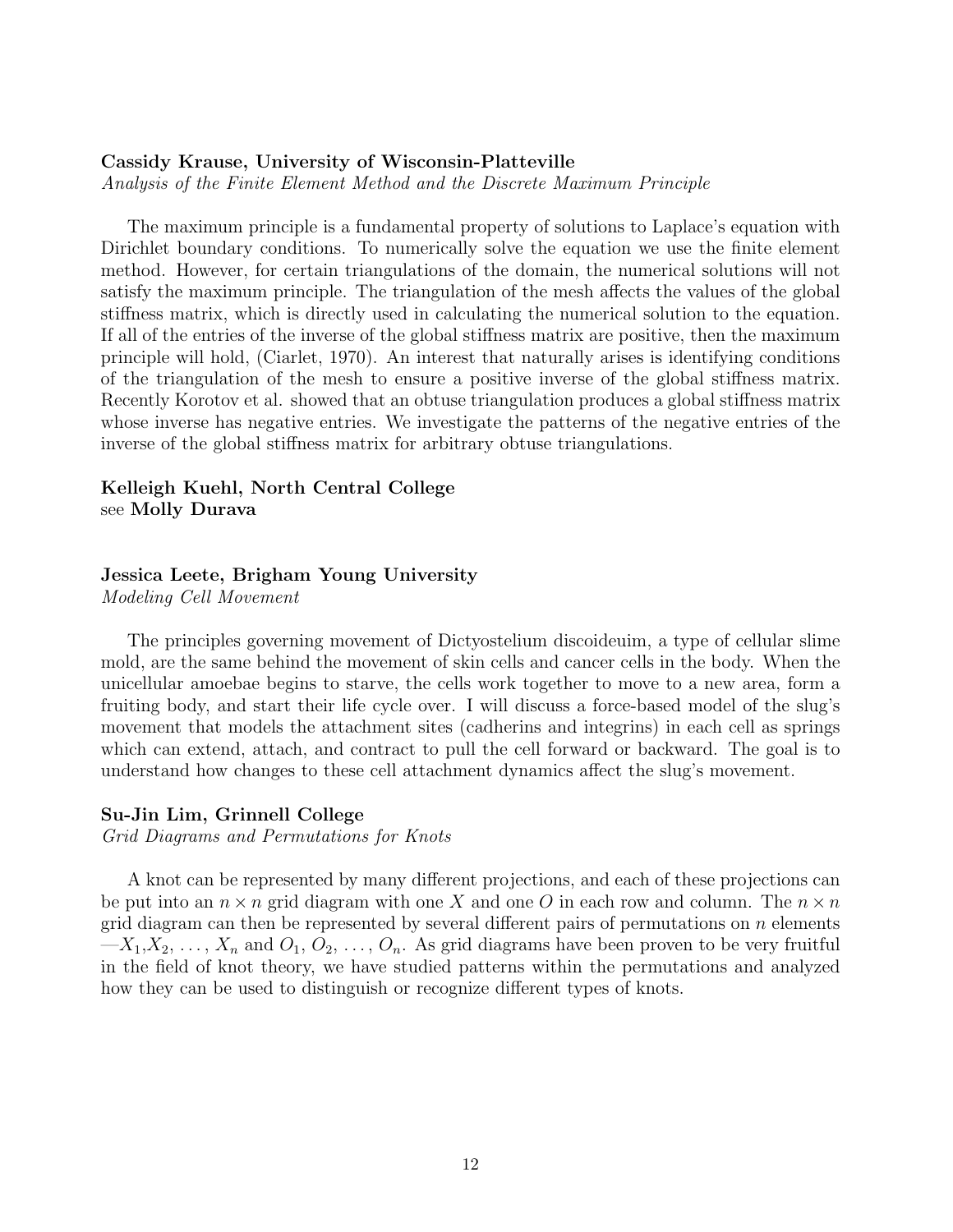**Cassidy Krause, University of Wisconsin-Platteville**
*Analysis of the Finite Element Method and the Discrete Maximum Principle*

The maximum principle is a fundamental property of solutions to Laplace's equation with Dirichlet boundary conditions. To numerically solve the equation we use the finite element method. However, for certain triangulations of the domain, the numerical solutions will not satisfy the maximum principle. The triangulation of the mesh affects the values of the global stiffness matrix, which is directly used in calculating the numerical solution to the equation. If all of the entries of the inverse of the global stiffness matrix are positive, then the maximum principle will hold, (Ciarlet, 1970). An interest that naturally arises is identifying conditions of the triangulation of the mesh to ensure a positive inverse of the global stiffness matrix. Recently Korotov et al. showed that an obtuse triangulation produces a global stiffness matrix whose inverse has negative entries. We investigate the patterns of the negative entries of the inverse of the global stiffness matrix for arbitrary obtuse triangulations.

**Kelleigh Kuehl, North Central College**
see **Molly Durava**

**Jessica Leete, Brigham Young University**
*Modeling Cell Movement*

The principles governing movement of Dictyostelium discoideuim, a type of cellular slime mold, are the same behind the movement of skin cells and cancer cells in the body. When the unicellular amoebae begins to starve, the cells work together to move to a new area, form a fruiting body, and start their life cycle over. I will discuss a force-based model of the slug's movement that models the attachment sites (cadherins and integrins) in each cell as springs which can extend, attach, and contract to pull the cell forward or backward. The goal is to understand how changes to these cell attachment dynamics affect the slug's movement.

**Su-Jin Lim, Grinnell College**
*Grid Diagrams and Permutations for Knots*

A knot can be represented by many different projections, and each of these projections can be put into an $n \times n$ grid diagram with one $X$ and one $O$ in each row and column. The $n \times n$ grid diagram can then be represented by several different pairs of permutations on $n$ elements —$X_1, X_2, \ldots, X_n$ and $O_1, O_2, \ldots, O_n$. As grid diagrams have been proven to be very fruitful in the field of knot theory, we have studied patterns within the permutations and analyzed how they can be used to distinguish or recognize different types of knots.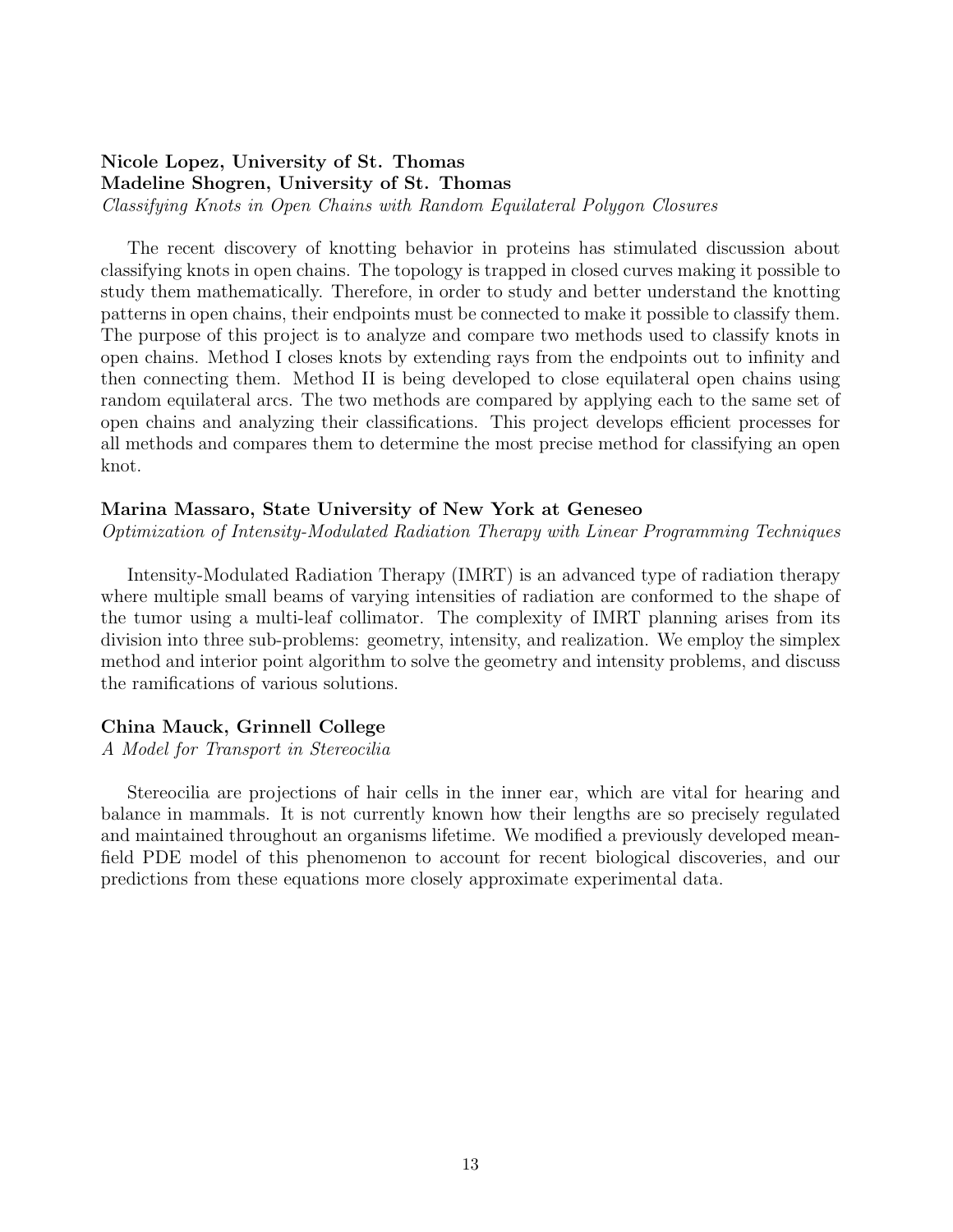**Nicole Lopez, University of St. Thomas**
**Madeline Shogren, University of St. Thomas**
*Classifying Knots in Open Chains with Random Equilateral Polygon Closures*

The recent discovery of knotting behavior in proteins has stimulated discussion about classifying knots in open chains. The topology is trapped in closed curves making it possible to study them mathematically. Therefore, in order to study and better understand the knotting patterns in open chains, their endpoints must be connected to make it possible to classify them. The purpose of this project is to analyze and compare two methods used to classify knots in open chains. Method I closes knots by extending rays from the endpoints out to infinity and then connecting them. Method II is being developed to close equilateral open chains using random equilateral arcs. The two methods are compared by applying each to the same set of open chains and analyzing their classifications. This project develops efficient processes for all methods and compares them to determine the most precise method for classifying an open knot.

**Marina Massaro, State University of New York at Geneseo**
*Optimization of Intensity-Modulated Radiation Therapy with Linear Programming Techniques*

Intensity-Modulated Radiation Therapy (IMRT) is an advanced type of radiation therapy where multiple small beams of varying intensities of radiation are conformed to the shape of the tumor using a multi-leaf collimator. The complexity of IMRT planning arises from its division into three sub-problems: geometry, intensity, and realization. We employ the simplex method and interior point algorithm to solve the geometry and intensity problems, and discuss the ramifications of various solutions.

**China Mauck, Grinnell College**
*A Model for Transport in Stereocilia*

Stereocilia are projections of hair cells in the inner ear, which are vital for hearing and balance in mammals. It is not currently known how their lengths are so precisely regulated and maintained throughout an organisms lifetime. We modified a previously developed mean-field PDE model of this phenomenon to account for recent biological discoveries, and our predictions from these equations more closely approximate experimental data.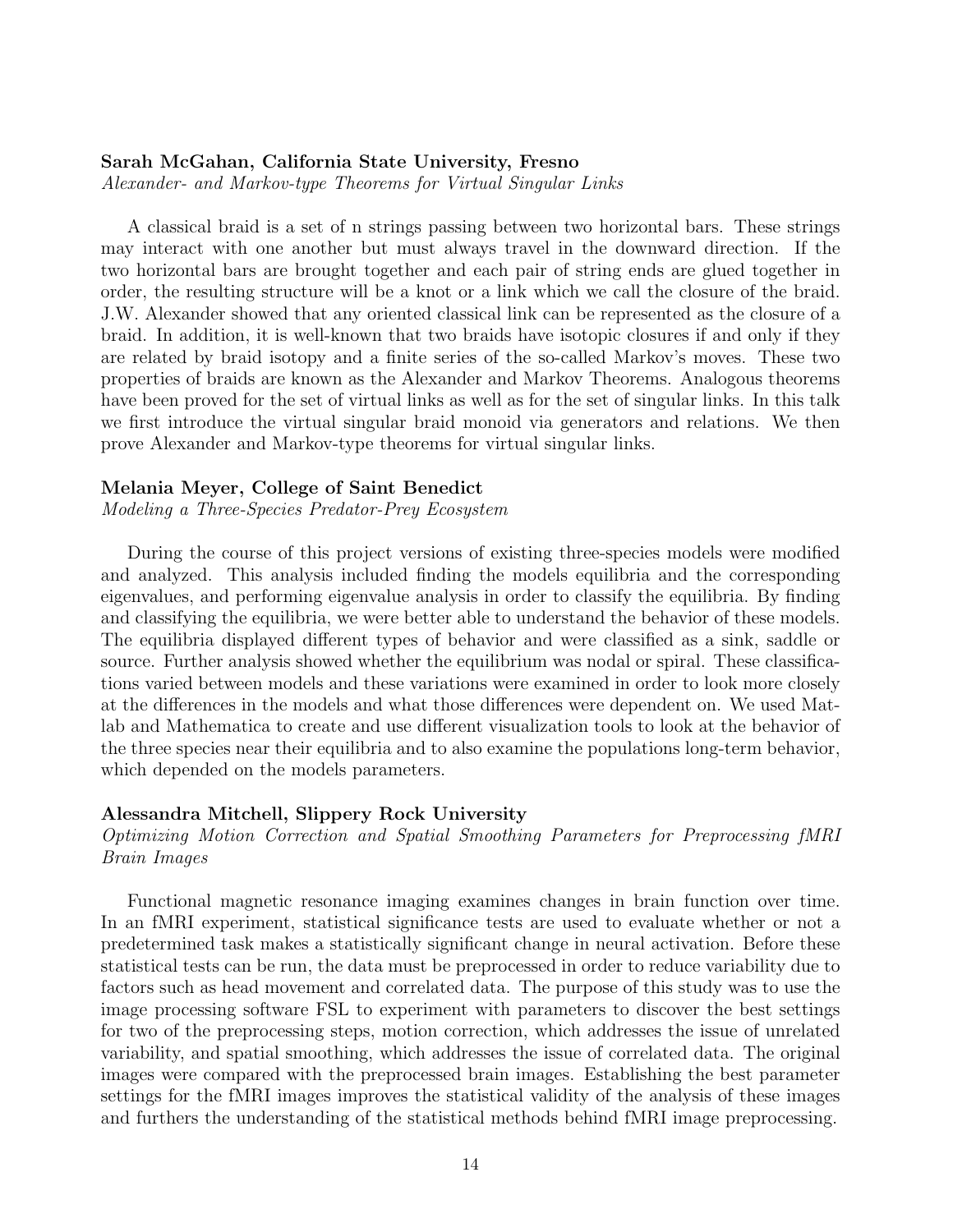**Sarah McGahan, California State University, Fresno**
*Alexander- and Markov-type Theorems for Virtual Singular Links*

A classical braid is a set of n strings passing between two horizontal bars. These strings may interact with one another but must always travel in the downward direction. If the two horizontal bars are brought together and each pair of string ends are glued together in order, the resulting structure will be a knot or a link which we call the closure of the braid. J.W. Alexander showed that any oriented classical link can be represented as the closure of a braid. In addition, it is well-known that two braids have isotopic closures if and only if they are related by braid isotopy and a finite series of the so-called Markov's moves. These two properties of braids are known as the Alexander and Markov Theorems. Analogous theorems have been proved for the set of virtual links as well as for the set of singular links. In this talk we first introduce the virtual singular braid monoid via generators and relations. We then prove Alexander and Markov-type theorems for virtual singular links.

**Melania Meyer, College of Saint Benedict**
*Modeling a Three-Species Predator-Prey Ecosystem*

During the course of this project versions of existing three-species models were modified and analyzed. This analysis included finding the models equilibria and the corresponding eigenvalues, and performing eigenvalue analysis in order to classify the equilibria. By finding and classifying the equilibria, we were better able to understand the behavior of these models. The equilibria displayed different types of behavior and were classified as a sink, saddle or source. Further analysis showed whether the equilibrium was nodal or spiral. These classifications varied between models and these variations were examined in order to look more closely at the differences in the models and what those differences were dependent on. We used Matlab and Mathematica to create and use different visualization tools to look at the behavior of the three species near their equilibria and to also examine the populations long-term behavior, which depended on the models parameters.

**Alessandra Mitchell, Slippery Rock University**
*Optimizing Motion Correction and Spatial Smoothing Parameters for Preprocessing fMRI Brain Images*

Functional magnetic resonance imaging examines changes in brain function over time. In an fMRI experiment, statistical significance tests are used to evaluate whether or not a predetermined task makes a statistically significant change in neural activation. Before these statistical tests can be run, the data must be preprocessed in order to reduce variability due to factors such as head movement and correlated data. The purpose of this study was to use the image processing software FSL to experiment with parameters to discover the best settings for two of the preprocessing steps, motion correction, which addresses the issue of unrelated variability, and spatial smoothing, which addresses the issue of correlated data. The original images were compared with the preprocessed brain images. Establishing the best parameter settings for the fMRI images improves the statistical validity of the analysis of these images and furthers the understanding of the statistical methods behind fMRI image preprocessing.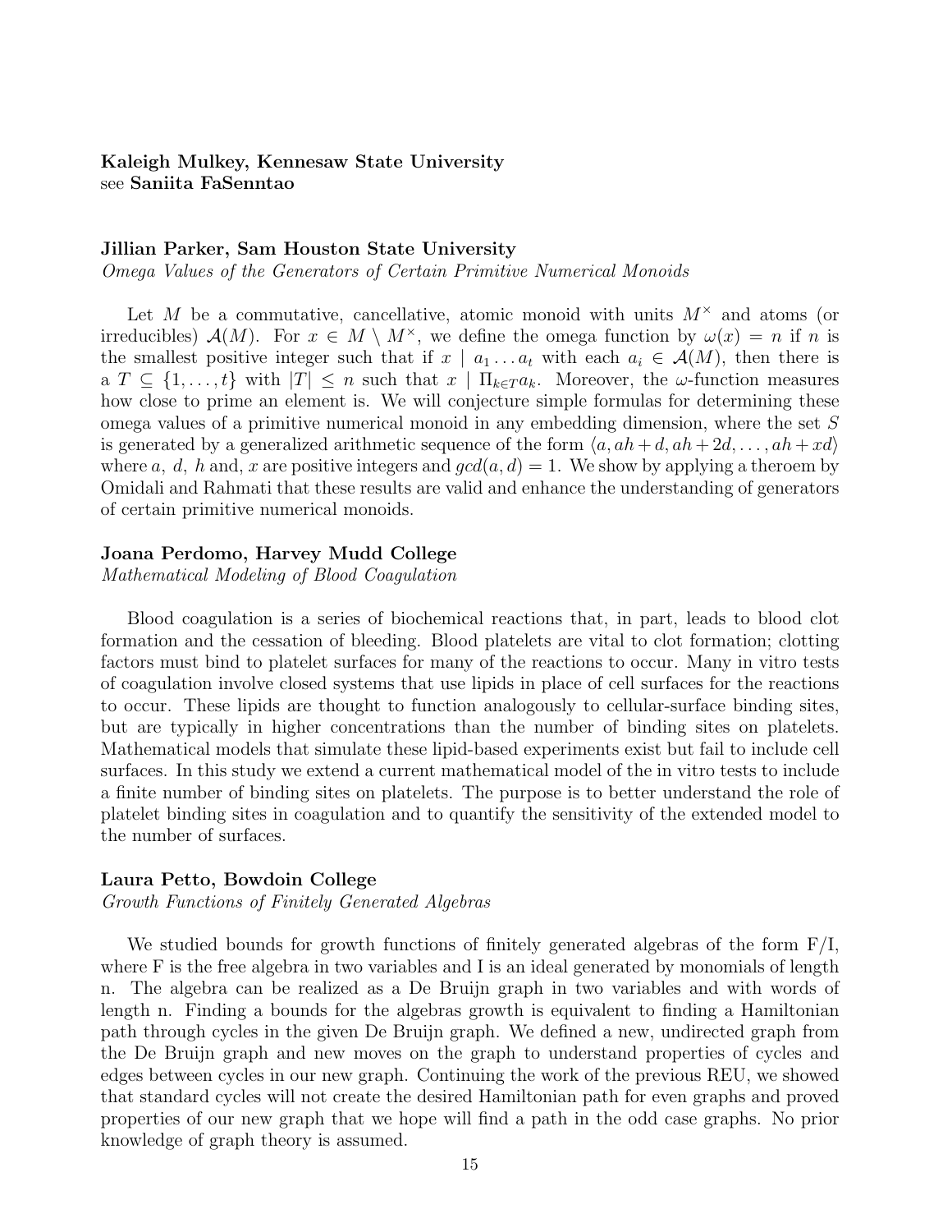**Kaleigh Mulkey, Kennesaw State University**
see **Saniita FaSenntao**

**Jillian Parker, Sam Houston State University**
*Omega Values of the Generators of Certain Primitive Numerical Monoids*

Let $M$ be a commutative, cancellative, atomic monoid with units $M^\times$ and atoms (or irreducibles) $\mathcal{A}(M)$. For $x \in M \setminus M^\times$, we define the omega function by $\omega(x) = n$ if $n$ is the smallest positive integer such that if $x \mid a_1 \ldots a_t$ with each $a_i \in \mathcal{A}(M)$, then there is a $T \subseteq \{1, \ldots, t\}$ with $|T| \leq n$ such that $x \mid \Pi_{k \in T} a_k$. Moreover, the $\omega$-function measures how close to prime an element is. We will conjecture simple formulas for determining these omega values of a primitive numerical monoid in any embedding dimension, where the set $S$ is generated by a generalized arithmetic sequence of the form $\langle a, ah+d, ah+2d, \ldots, ah+xd \rangle$ where $a$, $d$, $h$ and, $x$ are positive integers and $gcd(a, d) = 1$. We show by applying a theroem by Omidali and Rahmati that these results are valid and enhance the understanding of generators of certain primitive numerical monoids.

**Joana Perdomo, Harvey Mudd College**
*Mathematical Modeling of Blood Coagulation*

Blood coagulation is a series of biochemical reactions that, in part, leads to blood clot formation and the cessation of bleeding. Blood platelets are vital to clot formation; clotting factors must bind to platelet surfaces for many of the reactions to occur. Many in vitro tests of coagulation involve closed systems that use lipids in place of cell surfaces for the reactions to occur. These lipids are thought to function analogously to cellular-surface binding sites, but are typically in higher concentrations than the number of binding sites on platelets. Mathematical models that simulate these lipid-based experiments exist but fail to include cell surfaces. In this study we extend a current mathematical model of the in vitro tests to include a finite number of binding sites on platelets. The purpose is to better understand the role of platelet binding sites in coagulation and to quantify the sensitivity of the extended model to the number of surfaces.

**Laura Petto, Bowdoin College**
*Growth Functions of Finitely Generated Algebras*

We studied bounds for growth functions of finitely generated algebras of the form F/I, where F is the free algebra in two variables and I is an ideal generated by monomials of length n. The algebra can be realized as a De Bruijn graph in two variables and with words of length n. Finding a bounds for the algebras growth is equivalent to finding a Hamiltonian path through cycles in the given De Bruijn graph. We defined a new, undirected graph from the De Bruijn graph and new moves on the graph to understand properties of cycles and edges between cycles in our new graph. Continuing the work of the previous REU, we showed that standard cycles will not create the desired Hamiltonian path for even graphs and proved properties of our new graph that we hope will find a path in the odd case graphs. No prior knowledge of graph theory is assumed.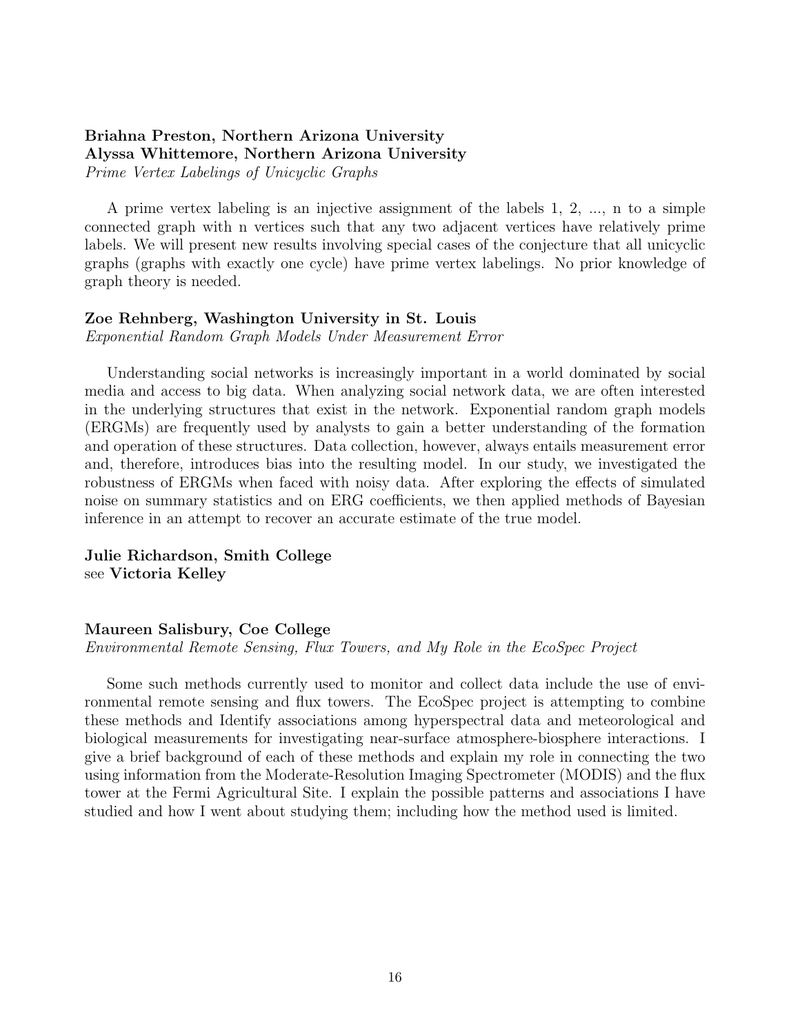**Briahna Preston, Northern Arizona University**
**Alyssa Whittemore, Northern Arizona University**
*Prime Vertex Labelings of Unicyclic Graphs*

A prime vertex labeling is an injective assignment of the labels 1, 2, ..., n to a simple connected graph with n vertices such that any two adjacent vertices have relatively prime labels. We will present new results involving special cases of the conjecture that all unicyclic graphs (graphs with exactly one cycle) have prime vertex labelings. No prior knowledge of graph theory is needed.

**Zoe Rehnberg, Washington University in St. Louis**
*Exponential Random Graph Models Under Measurement Error*

Understanding social networks is increasingly important in a world dominated by social media and access to big data. When analyzing social network data, we are often interested in the underlying structures that exist in the network. Exponential random graph models (ERGMs) are frequently used by analysts to gain a better understanding of the formation and operation of these structures. Data collection, however, always entails measurement error and, therefore, introduces bias into the resulting model. In our study, we investigated the robustness of ERGMs when faced with noisy data. After exploring the effects of simulated noise on summary statistics and on ERG coefficients, we then applied methods of Bayesian inference in an attempt to recover an accurate estimate of the true model.

**Julie Richardson, Smith College**
see **Victoria Kelley**

**Maureen Salisbury, Coe College**
*Environmental Remote Sensing, Flux Towers, and My Role in the EcoSpec Project*

Some such methods currently used to monitor and collect data include the use of environmental remote sensing and flux towers. The EcoSpec project is attempting to combine these methods and Identify associations among hyperspectral data and meteorological and biological measurements for investigating near-surface atmosphere-biosphere interactions. I give a brief background of each of these methods and explain my role in connecting the two using information from the Moderate-Resolution Imaging Spectrometer (MODIS) and the flux tower at the Fermi Agricultural Site. I explain the possible patterns and associations I have studied and how I went about studying them; including how the method used is limited.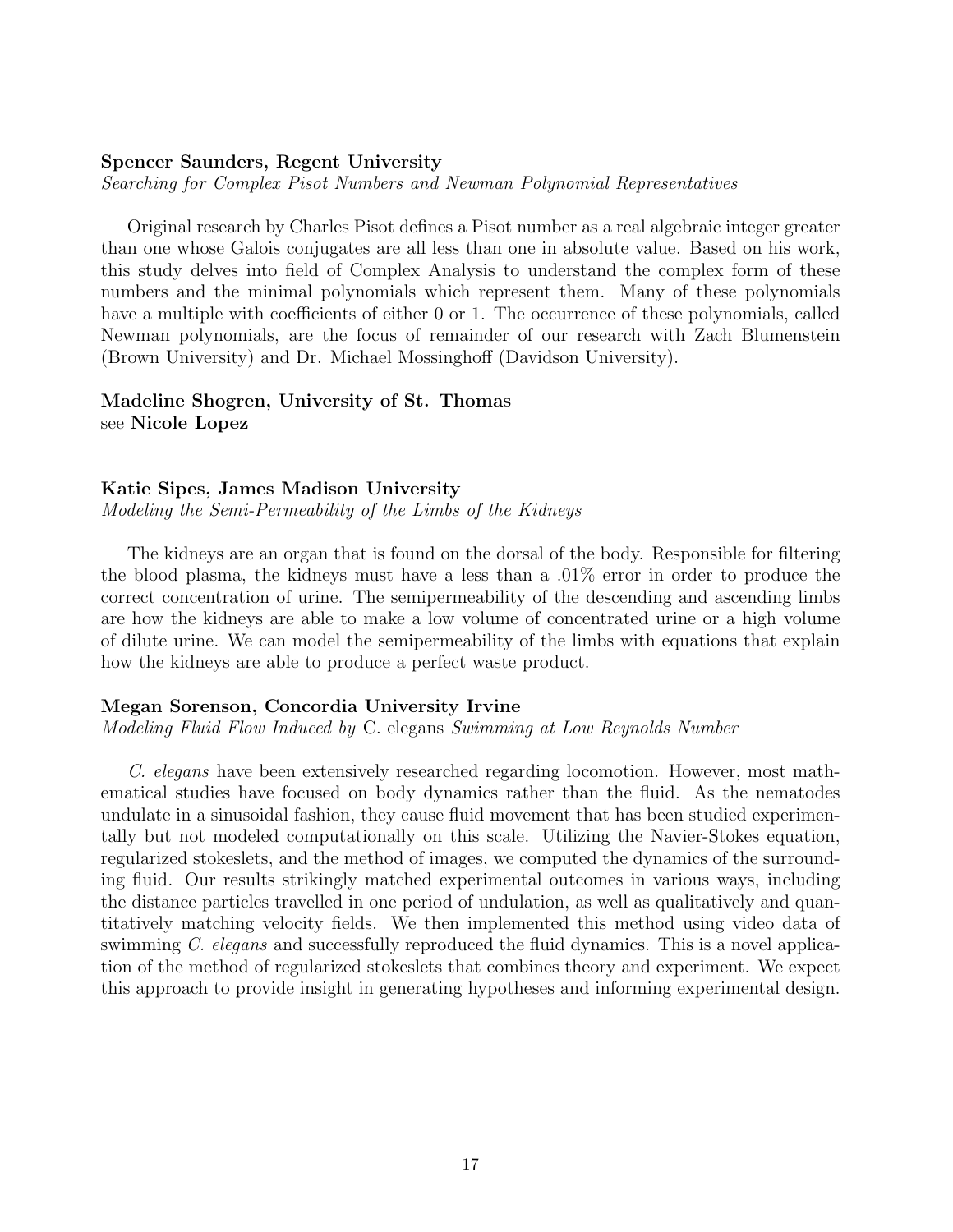**Spencer Saunders, Regent University**
*Searching for Complex Pisot Numbers and Newman Polynomial Representatives*

Original research by Charles Pisot defines a Pisot number as a real algebraic integer greater than one whose Galois conjugates are all less than one in absolute value. Based on his work, this study delves into field of Complex Analysis to understand the complex form of these numbers and the minimal polynomials which represent them. Many of these polynomials have a multiple with coefficients of either 0 or 1. The occurrence of these polynomials, called Newman polynomials, are the focus of remainder of our research with Zach Blumenstein (Brown University) and Dr. Michael Mossinghoff (Davidson University).

**Madeline Shogren, University of St. Thomas**
see **Nicole Lopez**

**Katie Sipes, James Madison University**
*Modeling the Semi-Permeability of the Limbs of the Kidneys*

The kidneys are an organ that is found on the dorsal of the body. Responsible for filtering the blood plasma, the kidneys must have a less than a .01% error in order to produce the correct concentration of urine. The semipermeability of the descending and ascending limbs are how the kidneys are able to make a low volume of concentrated urine or a high volume of dilute urine. We can model the semipermeability of the limbs with equations that explain how the kidneys are able to produce a perfect waste product.

**Megan Sorenson, Concordia University Irvine**
*Modeling Fluid Flow Induced by* C. elegans *Swimming at Low Reynolds Number*

*C. elegans* have been extensively researched regarding locomotion. However, most mathematical studies have focused on body dynamics rather than the fluid. As the nematodes undulate in a sinusoidal fashion, they cause fluid movement that has been studied experimentally but not modeled computationally on this scale. Utilizing the Navier-Stokes equation, regularized stokeslets, and the method of images, we computed the dynamics of the surrounding fluid. Our results strikingly matched experimental outcomes in various ways, including the distance particles travelled in one period of undulation, as well as qualitatively and quantitatively matching velocity fields. We then implemented this method using video data of swimming *C. elegans* and successfully reproduced the fluid dynamics. This is a novel application of the method of regularized stokeslets that combines theory and experiment. We expect this approach to provide insight in generating hypotheses and informing experimental design.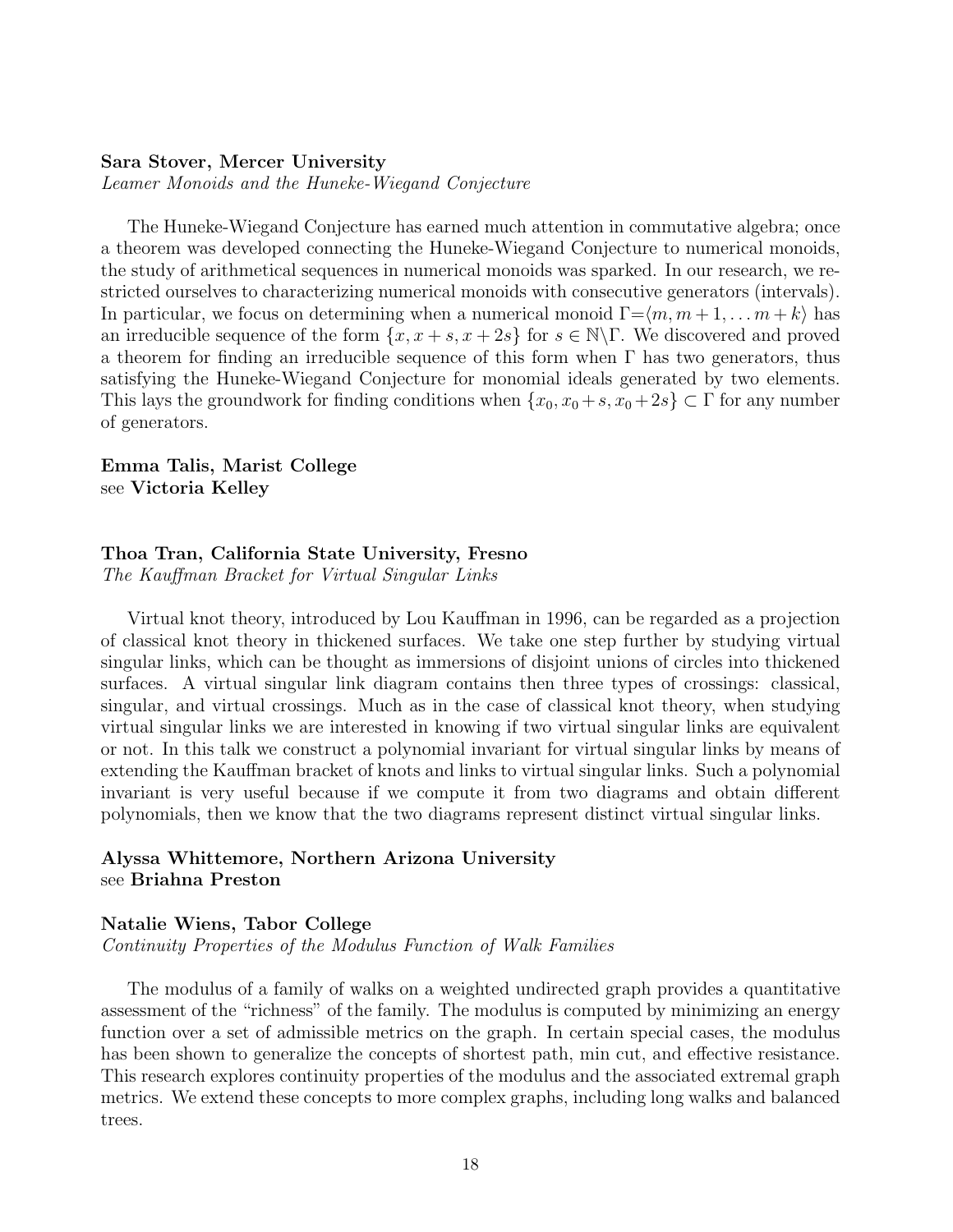**Sara Stover, Mercer University**
*Leamer Monoids and the Huneke-Wiegand Conjecture*

The Huneke-Wiegand Conjecture has earned much attention in commutative algebra; once a theorem was developed connecting the Huneke-Wiegand Conjecture to numerical monoids, the study of arithmetical sequences in numerical monoids was sparked. In our research, we restricted ourselves to characterizing numerical monoids with consecutive generators (intervals). In particular, we focus on determining when a numerical monoid $\Gamma = \langle m, m+1, \ldots m+k \rangle$ has an irreducible sequence of the form $\{x, x+s, x+2s\}$ for $s \in \mathbb{N} \backslash \Gamma$. We discovered and proved a theorem for finding an irreducible sequence of this form when $\Gamma$ has two generators, thus satisfying the Huneke-Wiegand Conjecture for monomial ideals generated by two elements. This lays the groundwork for finding conditions when $\{x_0, x_0+s, x_0+2s\} \subset \Gamma$ for any number of generators.

**Emma Talis, Marist College**
see **Victoria Kelley**

**Thoa Tran, California State University, Fresno**
*The Kauffman Bracket for Virtual Singular Links*

Virtual knot theory, introduced by Lou Kauffman in 1996, can be regarded as a projection of classical knot theory in thickened surfaces. We take one step further by studying virtual singular links, which can be thought as immersions of disjoint unions of circles into thickened surfaces. A virtual singular link diagram contains then three types of crossings: classical, singular, and virtual crossings. Much as in the case of classical knot theory, when studying virtual singular links we are interested in knowing if two virtual singular links are equivalent or not. In this talk we construct a polynomial invariant for virtual singular links by means of extending the Kauffman bracket of knots and links to virtual singular links. Such a polynomial invariant is very useful because if we compute it from two diagrams and obtain different polynomials, then we know that the two diagrams represent distinct virtual singular links.

**Alyssa Whittemore, Northern Arizona University**
see **Briahna Preston**

**Natalie Wiens, Tabor College**
*Continuity Properties of the Modulus Function of Walk Families*

The modulus of a family of walks on a weighted undirected graph provides a quantitative assessment of the "richness" of the family. The modulus is computed by minimizing an energy function over a set of admissible metrics on the graph. In certain special cases, the modulus has been shown to generalize the concepts of shortest path, min cut, and effective resistance. This research explores continuity properties of the modulus and the associated extremal graph metrics. We extend these concepts to more complex graphs, including long walks and balanced trees.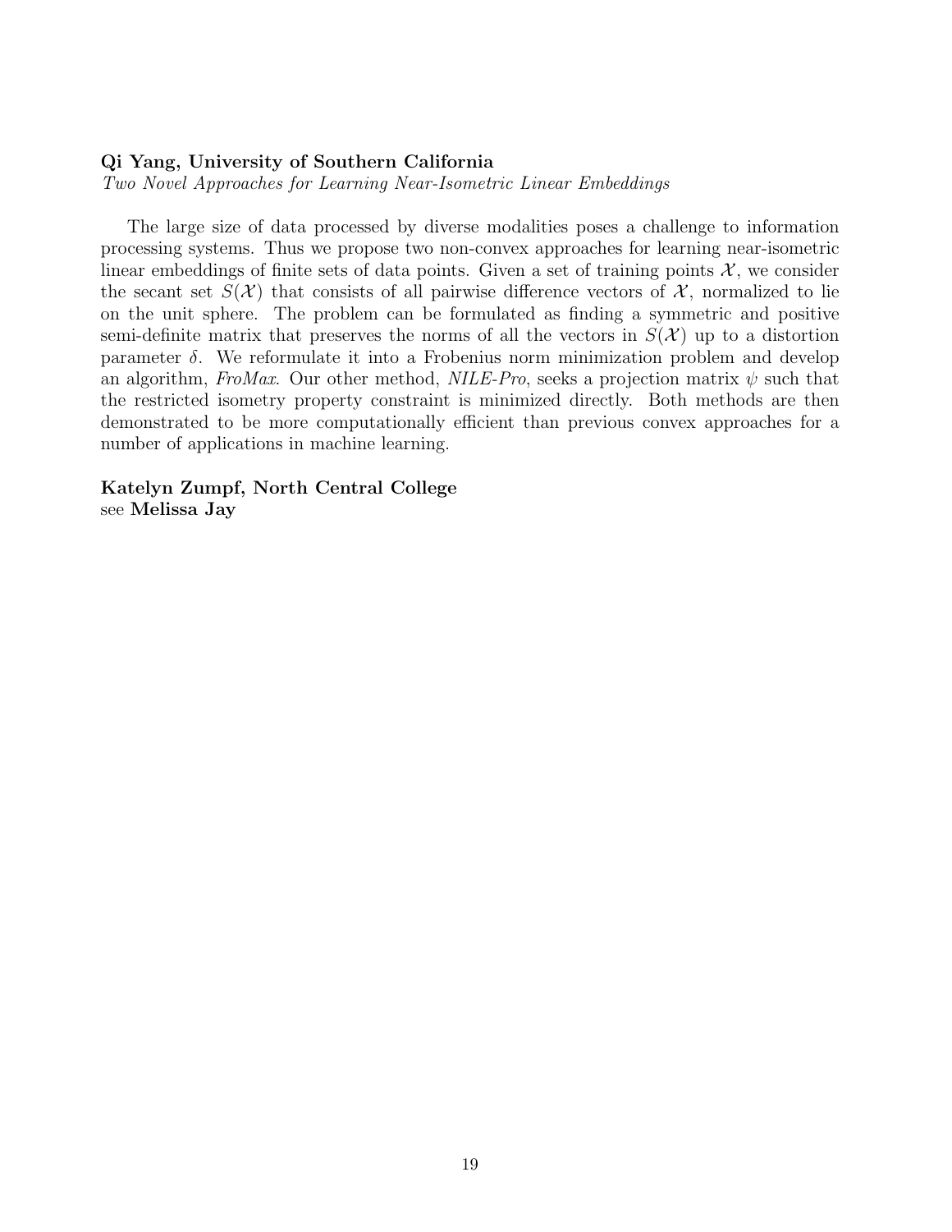**Qi Yang, University of Southern California**

*Two Novel Approaches for Learning Near-Isometric Linear Embeddings*

The large size of data processed by diverse modalities poses a challenge to information processing systems. Thus we propose two non-convex approaches for learning near-isometric linear embeddings of finite sets of data points. Given a set of training points $\mathcal{X}$, we consider the secant set $S(\mathcal{X})$ that consists of all pairwise difference vectors of $\mathcal{X}$, normalized to lie on the unit sphere. The problem can be formulated as finding a symmetric and positive semi-definite matrix that preserves the norms of all the vectors in $S(\mathcal{X})$ up to a distortion parameter $\delta$. We reformulate it into a Frobenius norm minimization problem and develop an algorithm, *FroMax*. Our other method, *NILE-Pro*, seeks a projection matrix $\psi$ such that the restricted isometry property constraint is minimized directly. Both methods are then demonstrated to be more computationally efficient than previous convex approaches for a number of applications in machine learning.

**Katelyn Zumpf, North Central College**
see **Melissa Jay**